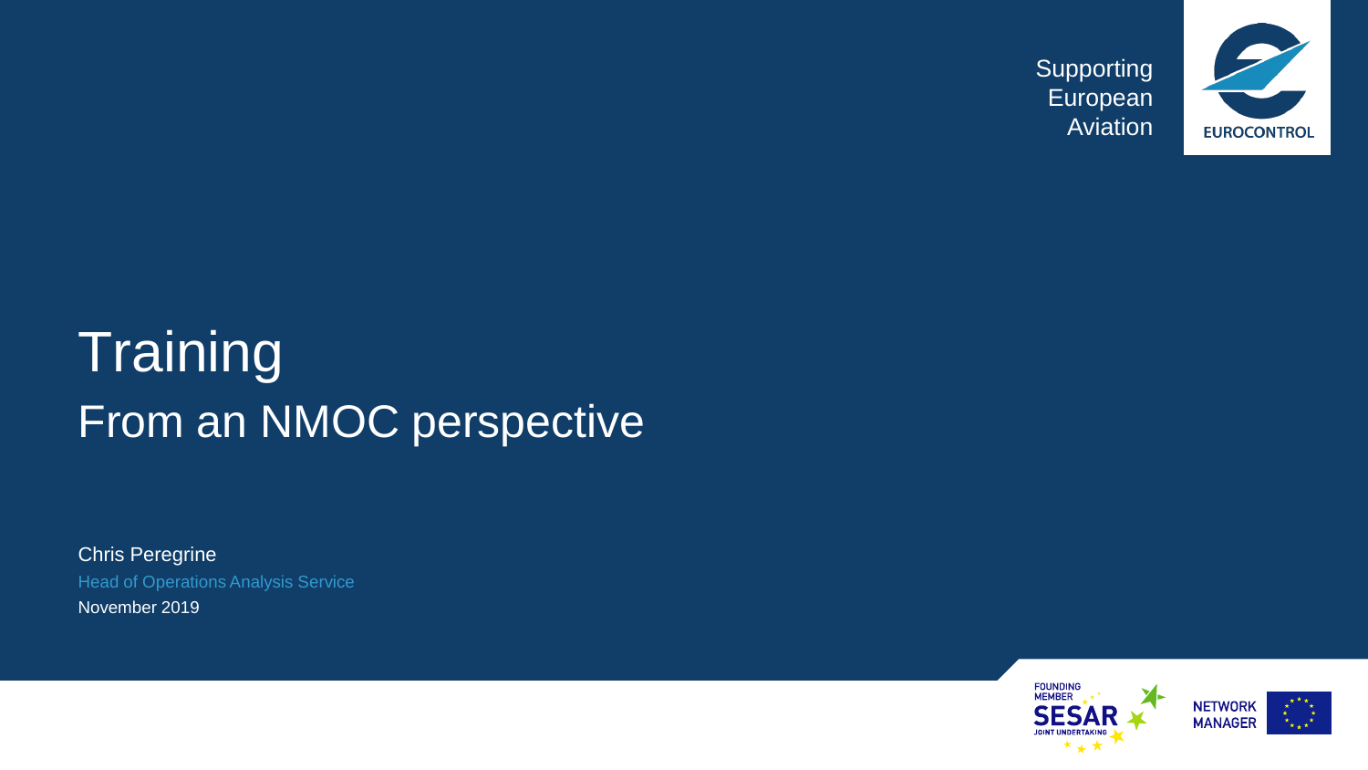Supporting European Aviation

EUROCONTROL

# Training

## From an NMOC perspective

Chris Peregrine

Head of Operations Analysis Service

November 2019

FOUNDING MEMBER SESAR JOINT UNDERTAKING

NETWORK MANAGER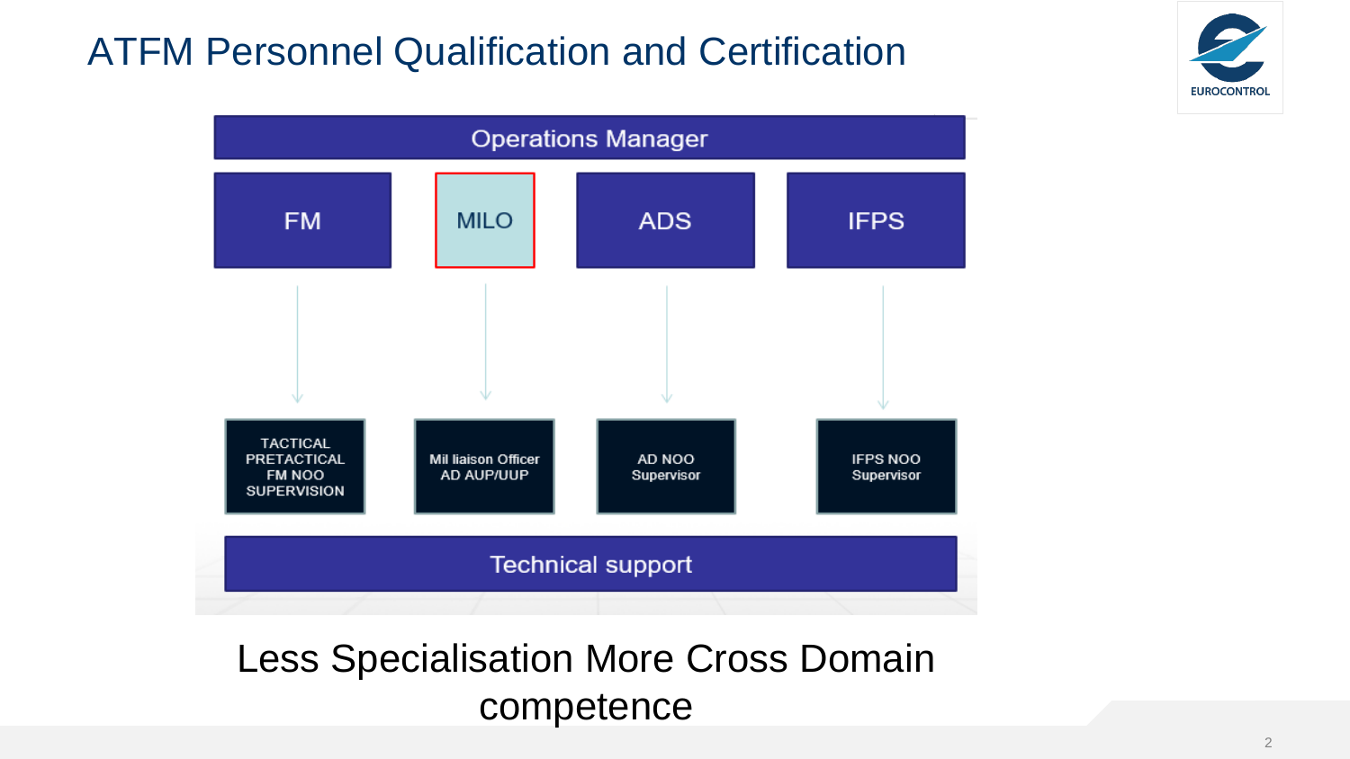# ATFM Personnel Qualification and Certification

Operations Manager

FM

MILO

ADS

IFPS

TACTICAL PRETACTICAL FM NOO SUPERVISION

Mil liaison Officer AD AUP/UUP

AD NOO Supervisor

IFPS NOO Supervisor

Technical support

Less Specialisation More Cross Domain competence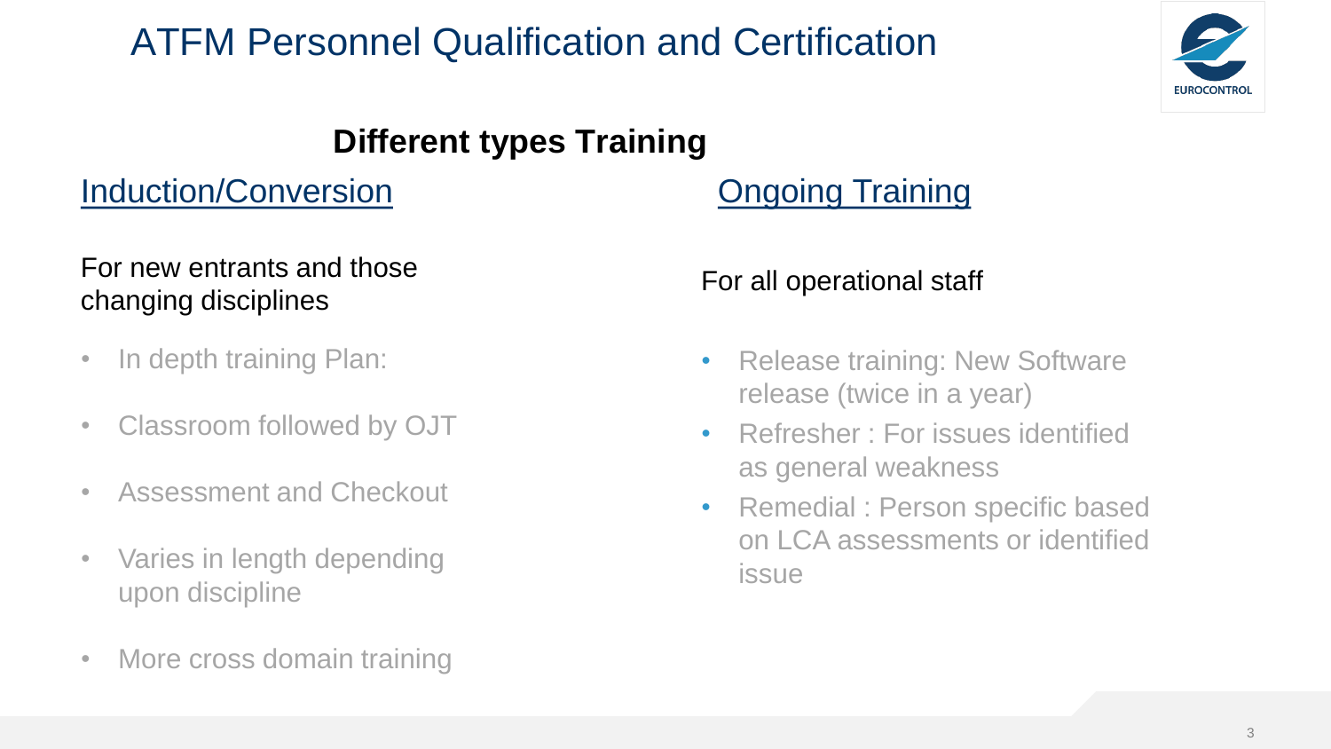# ATFM Personnel Qualification and Certification

## Different types Training

### Induction/Conversion

For new entrants and those changing disciplines

- In depth training Plan:
- Classroom followed by OJT
- Assessment and Checkout
- Varies in length depending upon discipline
- More cross domain training

### Ongoing Training

For all operational staff

- Release training: New Software release (twice in a year)
- Refresher : For issues identified as general weakness
- Remedial : Person specific based on LCA assessments or identified issue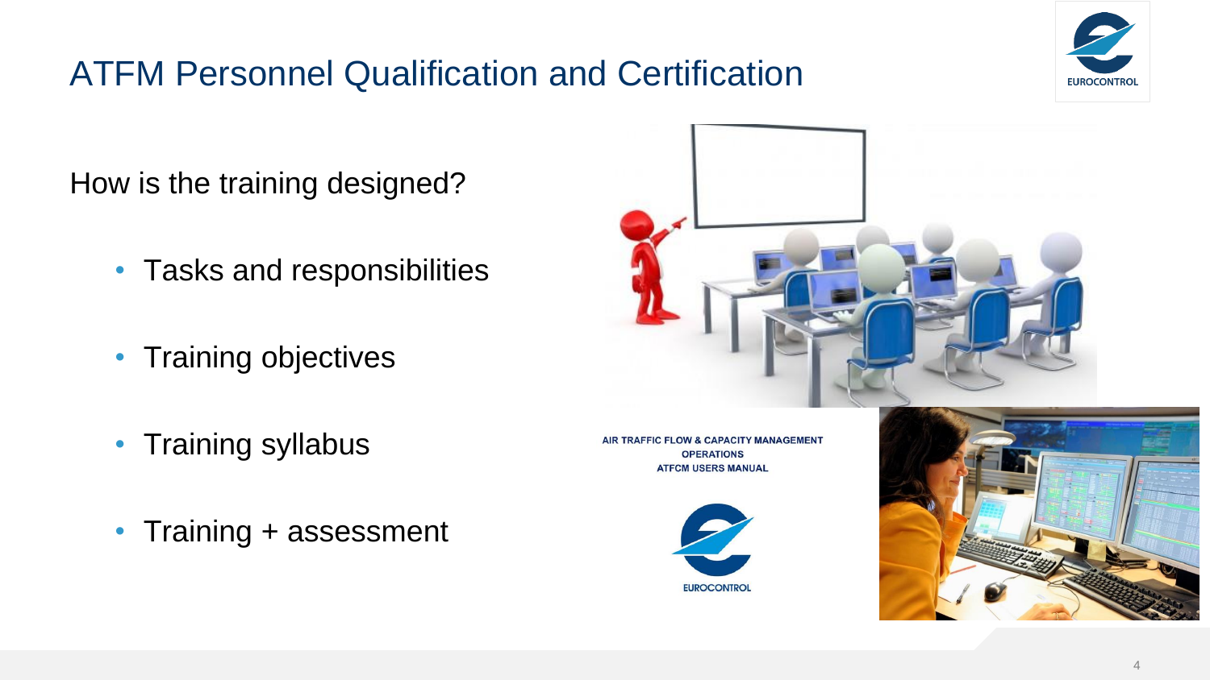# ATFM Personnel Qualification and Certification

How is the training designed?

- Tasks and responsibilities
- Training objectives
- Training syllabus
- Training + assessment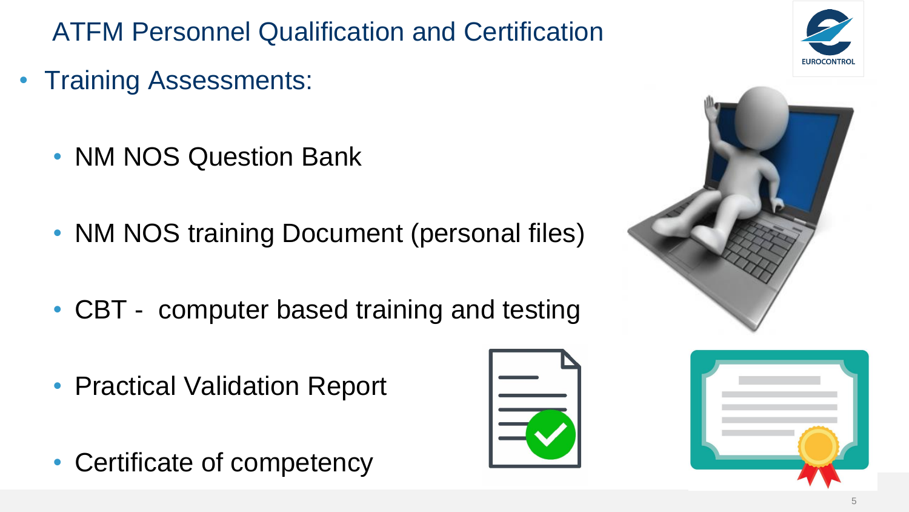# ATFM Personnel Qualification and Certification

- Training Assessments:
  - NM NOS Question Bank
  - NM NOS training Document (personal files)
  - CBT - computer based training and testing
  - Practical Validation Report
  - Certificate of competency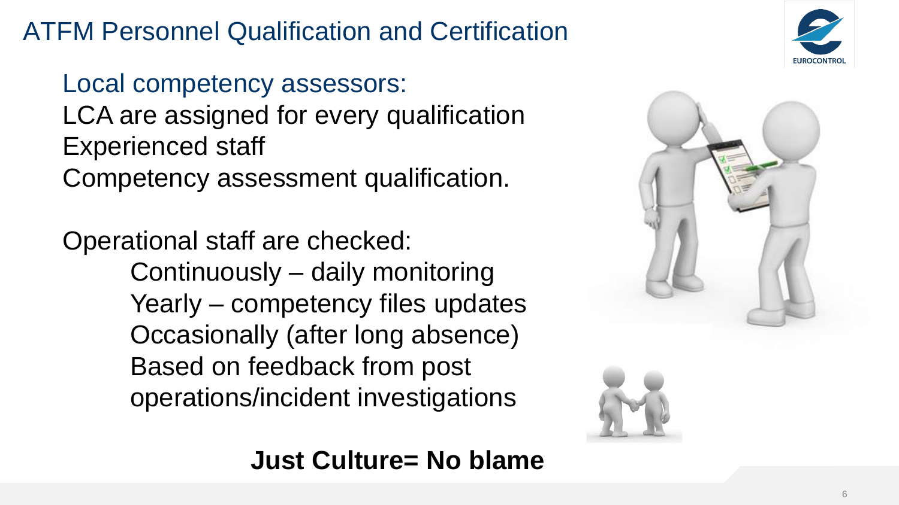# ATFM Personnel Qualification and Certification

Local competency assessors:

LCA are assigned for every qualification

Experienced staff

Competency assessment qualification.

Operational staff are checked:

- Continuously – daily monitoring
- Yearly – competency files updates
- Occasionally (after long absence)
- Based on feedback from post operations/incident investigations

**Just Culture= No blame**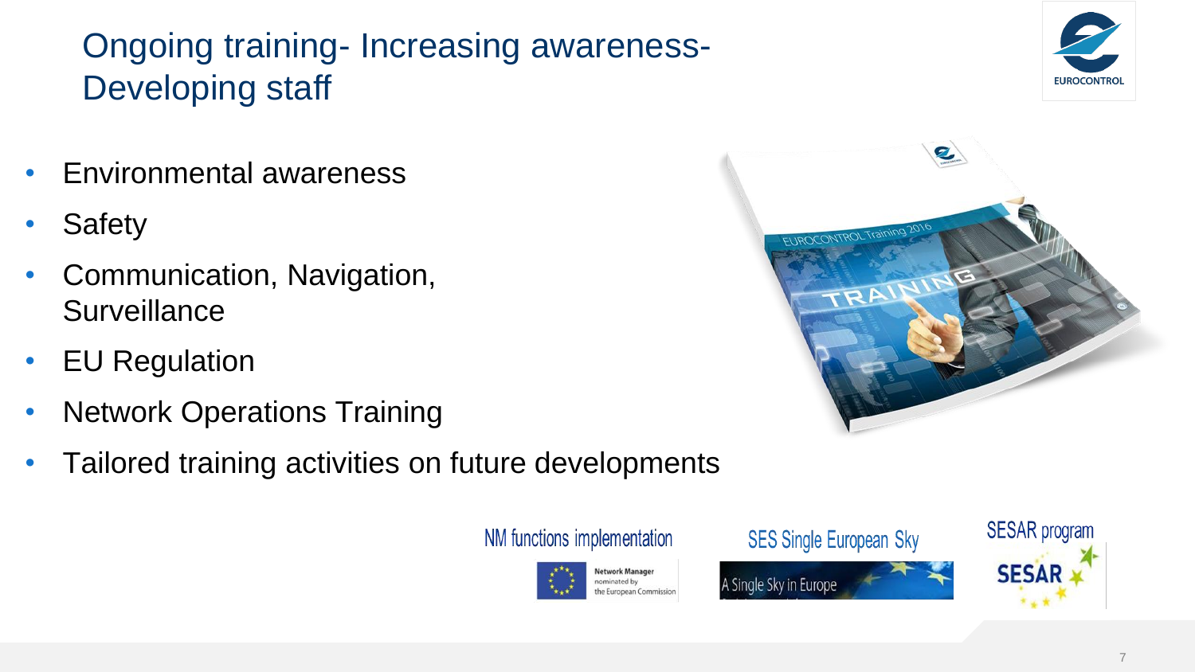# Ongoing training- Increasing awareness- Developing staff

- Environmental awareness
- Safety
- Communication, Navigation, Surveillance
- EU Regulation
- Network Operations Training
- Tailored training activities on future developments

NM functions implementation

SES Single European Sky

SESAR program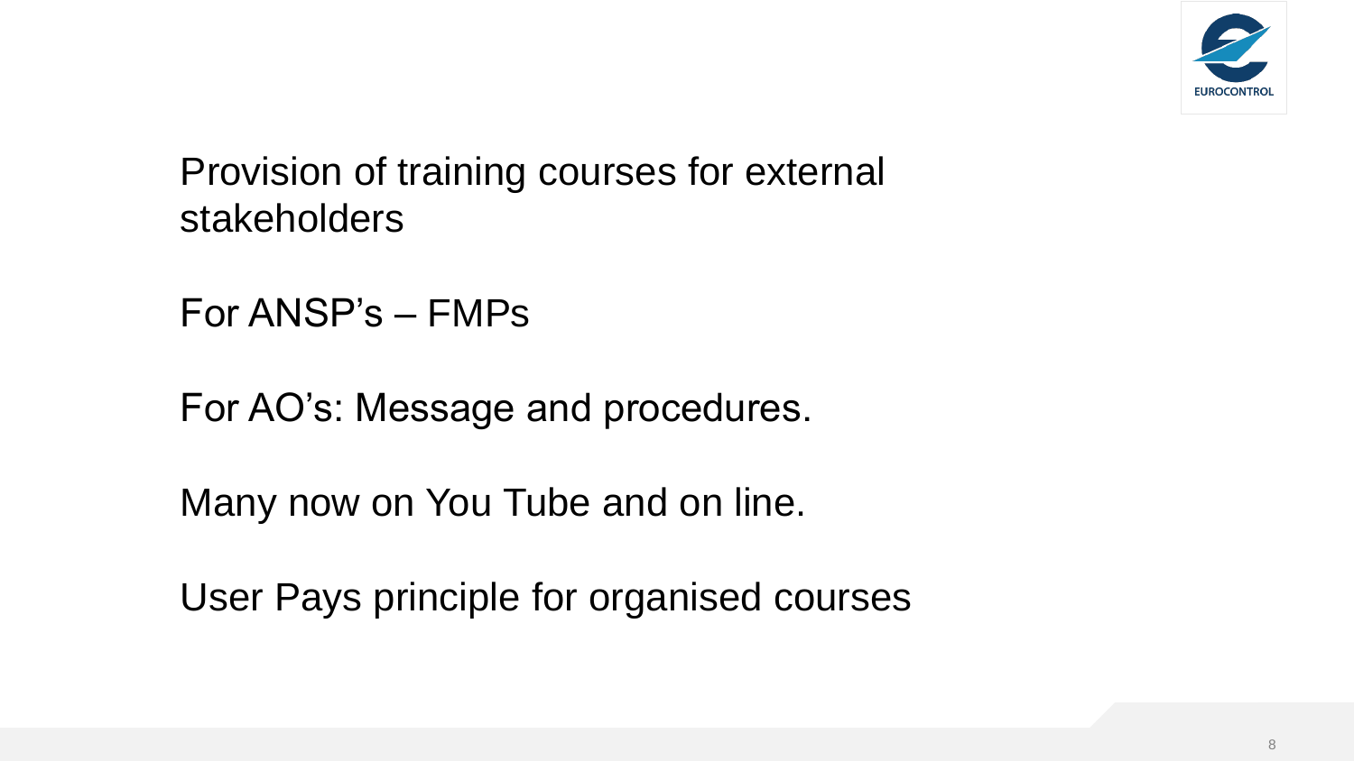Provision of training courses for external stakeholders

For ANSP's – FMPs

For AO's: Message and procedures.

Many now on You Tube and on line.

User Pays principle for organised courses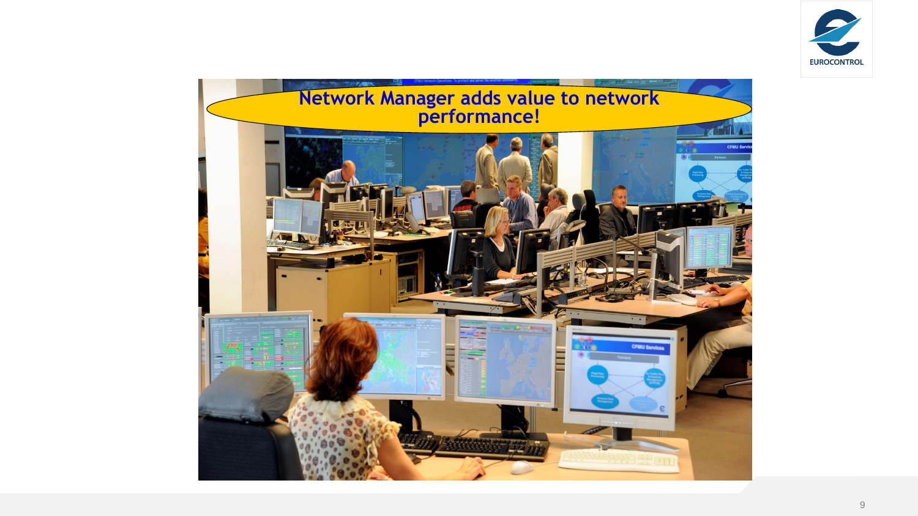Network Manager adds value to network performance!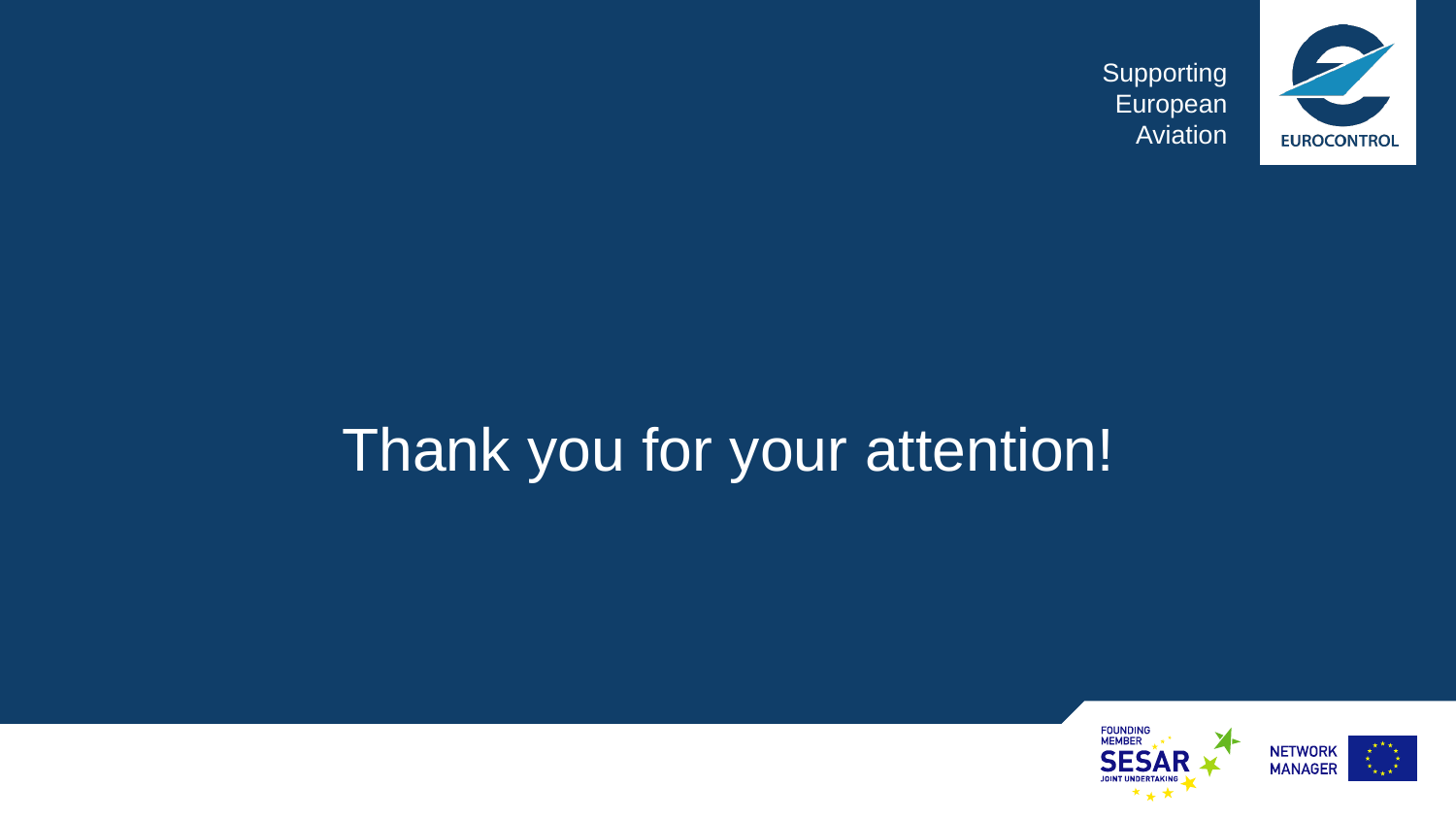Supporting European Aviation

EUROCONTROL

# Thank you for your attention!

FOUNDING MEMBER SESAR JOINT UNDERTAKING

NETWORK MANAGER